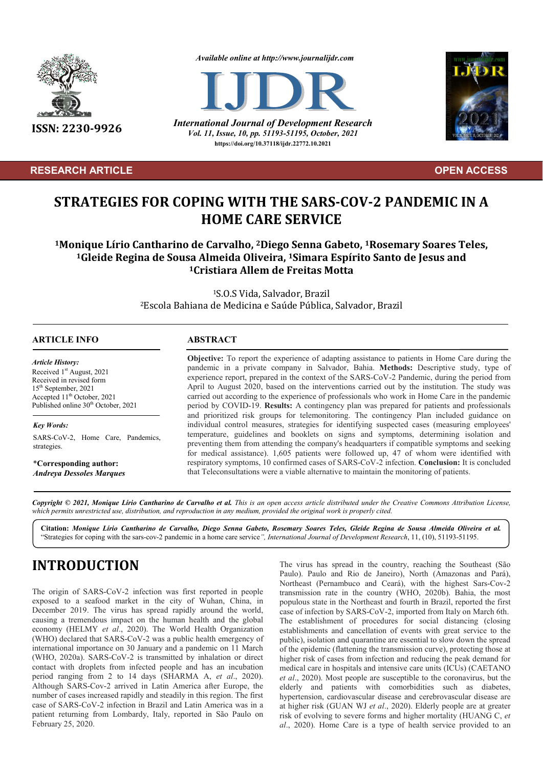**RESEARCH ARTICLE** **OPEN ACCESS**

# STRATEGIES FOR COPING WITH THE SARS-COV-2 PANDEMIC IN A HOME CARE SERVICE

**[1]Monique Lírio Cantharino de Carvalho, [2]Diego Senna Gabeto, [1]Rosemary Soares Teles, [1]Gleide Regina de Sousa Almeida Oliveira, [1]Simara Espírito Santo de Jesus and [1]Cristiara Allem de Freitas Motta**

[1]S.O.S Vida, Salvador, Brazil
[2]Escola Bahiana de Medicina e Saúde Pública, Salvador, Brazil

## ARTICLE INFO

*Article History:*
Received 1st August, 2021
Received in revised form
15th September, 2021
Accepted 11th October, 2021
Published online 30th October, 2021

*Key Words:*
SARS-CoV-2, Home Care, Pandemics, strategies.

***Corresponding author:***
***Andreya Dessoles Marques***

## ABSTRACT

**Objective:** To report the experience of adapting assistance to patients in Home Care during the pandemic in a private company in Salvador, Bahia. **Methods:** Descriptive study, type of experience report, prepared in the context of the SARS-CoV-2 Pandemic, during the period from April to August 2020, based on the interventions carried out by the institution. The study was carried out according to the experience of professionals who work in Home Care in the pandemic period by COVID-19. **Results:** A contingency plan was prepared for patients and professionals and prioritized risk groups for telemonitoring. The contingency Plan included guidance on individual control measures, strategies for identifying suspected cases (measuring employees' temperature, guidelines and booklets on signs and symptoms, determining isolation and preventing them from attending the company's headquarters if compatible symptoms and seeking for medical assistance). 1,605 patients were followed up, 47 of whom were identified with respiratory symptoms, 10 confirmed cases of SARS-CoV-2 infection. **Conclusion:** It is concluded that Teleconsultations were a viable alternative to maintain the monitoring of patients.

***Copyright © 2021, Monique Lírio Cantharino de Carvalho et al.*** *This is an open access article distributed under the Creative Commons Attribution License, which permits unrestricted use, distribution, and reproduction in any medium, provided the original work is properly cited.*

**Citation:** ***Monique Lírio Cantharino de Carvalho, Diego Senna Gabeto, Rosemary Soares Teles, Gleide Regina de Sousa Almeida Oliveira et al.*** "Strategies for coping with the sars-cov-2 pandemic in a home care service*", International Journal of Development Research*, 11, (10), 51193-51195.

# INTRODUCTION

The origin of SARS-CoV-2 infection was first reported in people exposed to a seafood market in the city of Wuhan, China, in December 2019. The virus has spread rapidly around the world, causing a tremendous impact on the human health and the global economy (HELMY *et al*., 2020). The World Health Organization (WHO) declared that SARS-CoV-2 was a public health emergency of international importance on 30 January and a pandemic on 11 March (WHO, 2020a). SARS-CoV-2 is transmitted by inhalation or direct contact with droplets from infected people and has an incubation period ranging from 2 to 14 days (SHARMA A, *et al*., 2020). Although SARS-Cov-2 arrived in Latin America after Europe, the number of cases increased rapidly and steadily in this region. The first case of SARS-CoV-2 infection in Brazil and Latin America was in a patient returning from Lombardy, Italy, reported in São Paulo on February 25, 2020.

The virus has spread in the country, reaching the Southeast (São Paulo). Paulo and Rio de Janeiro), North (Amazonas and Pará), Northeast (Pernambuco and Ceará), with the highest Sars-Cov-2 transmission rate in the country (WHO, 2020b). Bahia, the most populous state in the Northeast and fourth in Brazil, reported the first case of infection by SARS-CoV-2, imported from Italy on March 6th. The establishment of procedures for social distancing (closing establishments and cancellation of events with great service to the public), isolation and quarantine are essential to slow down the spread of the epidemic (flattening the transmission curve), protecting those at higher risk of cases from infection and reducing the peak demand for medical care in hospitals and intensive care units (ICUs) (CAETANO *et al*., 2020). Most people are susceptible to the coronavirus, but the elderly and patients with comorbidities such as diabetes, hypertension, cardiovascular disease and cerebrovascular disease are at higher risk (GUAN WJ *et al*., 2020). Elderly people are at greater risk of evolving to severe forms and higher mortality (HUANG C, *et al*., 2020). Home Care is a type of health service provided to an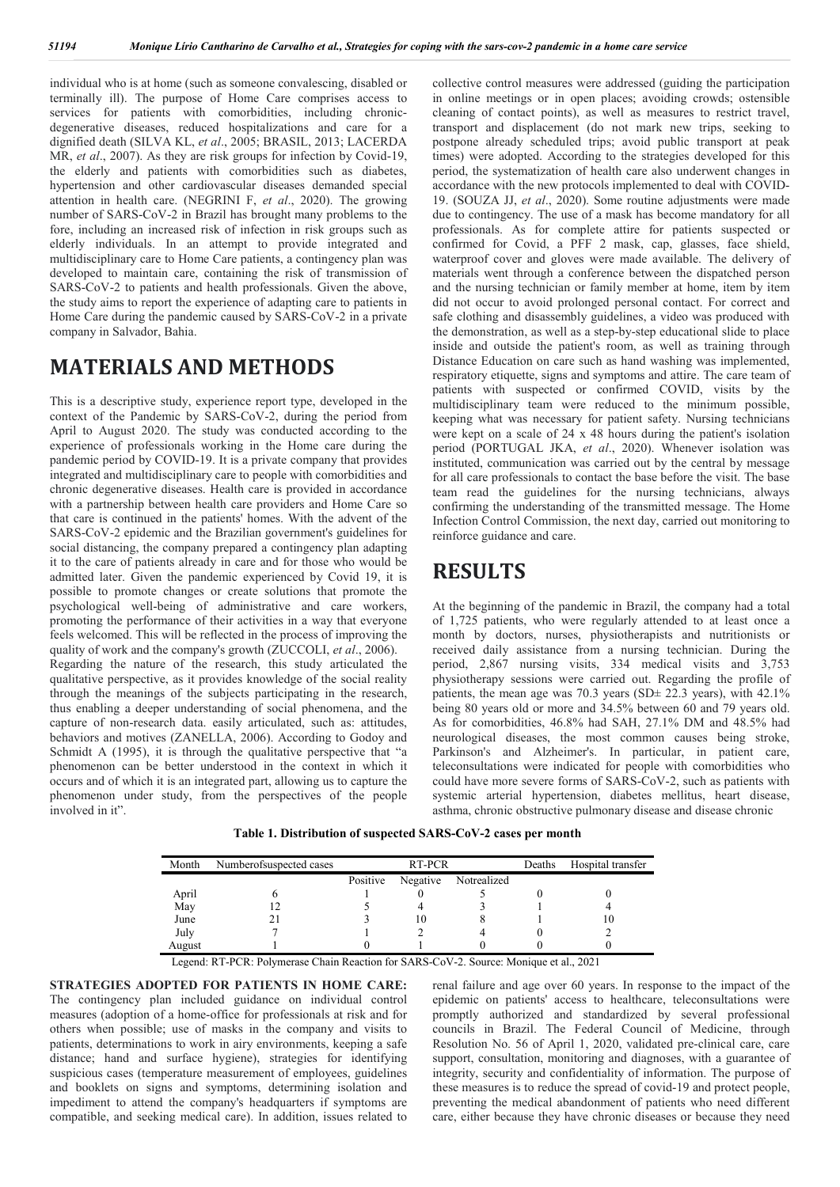individual who is at home (such as someone convalescing, disabled or terminally ill). The purpose of Home Care comprises access to services for patients with comorbidities, including chronic-degenerative diseases, reduced hospitalizations and care for a dignified death (SILVA KL, *et al*., 2005; BRASIL, 2013; LACERDA MR, *et al*., 2007). As they are risk groups for infection by Covid-19, the elderly and patients with comorbidities such as diabetes, hypertension and other cardiovascular diseases demanded special attention in health care. (NEGRINI F, *et al*., 2020). The growing number of SARS-CoV-2 in Brazil has brought many problems to the fore, including an increased risk of infection in risk groups such as elderly individuals. In an attempt to provide integrated and multidisciplinary care to Home Care patients, a contingency plan was developed to maintain care, containing the risk of transmission of SARS-CoV-2 to patients and health professionals. Given the above, the study aims to report the experience of adapting care to patients in Home Care during the pandemic caused by SARS-CoV-2 in a private company in Salvador, Bahia.

# MATERIALS AND METHODS

This is a descriptive study, experience report type, developed in the context of the Pandemic by SARS-CoV-2, during the period from April to August 2020. The study was conducted according to the experience of professionals working in the Home care during the pandemic period by COVID-19. It is a private company that provides integrated and multidisciplinary care to people with comorbidities and chronic degenerative diseases. Health care is provided in accordance with a partnership between health care providers and Home Care so that care is continued in the patients' homes. With the advent of the SARS-CoV-2 epidemic and the Brazilian government's guidelines for social distancing, the company prepared a contingency plan adapting it to the care of patients already in care and for those who would be admitted later. Given the pandemic experienced by Covid 19, it is possible to promote changes or create solutions that promote the psychological well-being of administrative and care workers, promoting the performance of their activities in a way that everyone feels welcomed. This will be reflected in the process of improving the quality of work and the company's growth (ZUCCOLI, *et al*., 2006).

Regarding the nature of the research, this study articulated the qualitative perspective, as it provides knowledge of the social reality through the meanings of the subjects participating in the research, thus enabling a deeper understanding of social phenomena, and the capture of non-research data. easily articulated, such as: attitudes, behaviors and motives (ZANELLA, 2006). According to Godoy and Schmidt A (1995), it is through the qualitative perspective that "a phenomenon can be better understood in the context in which it occurs and of which it is an integrated part, allowing us to capture the phenomenon under study, from the perspectives of the people involved in it".

**STRATEGIES ADOPTED FOR PATIENTS IN HOME CARE:** The contingency plan included guidance on individual control measures (adoption of a home-office for professionals at risk and for others when possible; use of masks in the company and visits to patients, determinations to work in airy environments, keeping a safe distance; hand and surface hygiene), strategies for identifying suspicious cases (temperature measurement of employees, guidelines and booklets on signs and symptoms, determining isolation and impediment to attend the company's headquarters if symptoms are compatible, and seeking medical care). In addition, issues related to collective control measures were addressed (guiding the participation in online meetings or in open places; avoiding crowds; ostensible cleaning of contact points), as well as measures to restrict travel, transport and displacement (do not mark new trips, seeking to postpone already scheduled trips; avoid public transport at peak times) were adopted. According to the strategies developed for this period, the systematization of health care also underwent changes in accordance with the new protocols implemented to deal with COVID-19. (SOUZA JJ, *et al*., 2020). Some routine adjustments were made due to contingency. The use of a mask has become mandatory for all professionals. As for complete attire for patients suspected or confirmed for Covid, a PFF 2 mask, cap, glasses, face shield, waterproof cover and gloves were made available. The delivery of materials went through a conference between the dispatched person and the nursing technician or family member at home, item by item did not occur to avoid prolonged personal contact. For correct and safe clothing and disassembly guidelines, a video was produced with the demonstration, as well as a step-by-step educational slide to place inside and outside the patient's room, as well as training through Distance Education on care such as hand washing was implemented, respiratory etiquette, signs and symptoms and attire. The care team of patients with suspected or confirmed COVID, visits by the multidisciplinary team were reduced to the minimum possible, keeping what was necessary for patient safety. Nursing technicians were kept on a scale of 24 x 48 hours during the patient's isolation period (PORTUGAL JKA, *et al*., 2020). Whenever isolation was instituted, communication was carried out by the central by message for all care professionals to contact the base before the visit. The base team read the guidelines for the nursing technicians, always confirming the understanding of the transmitted message. The Home Infection Control Commission, the next day, carried out monitoring to reinforce guidance and care.

# RESULTS

At the beginning of the pandemic in Brazil, the company had a total of 1,725 patients, who were regularly attended to at least once a month by doctors, nurses, physiotherapists and nutritionists or received daily assistance from a nursing technician. During the period, 2,867 nursing visits, 334 medical visits and 3,753 physiotherapy sessions were carried out. Regarding the profile of patients, the mean age was 70.3 years (SD± 22.3 years), with 42.1% being 80 years old or more and 34.5% between 60 and 79 years old. As for comorbidities, 46.8% had SAH, 27.1% DM and 48.5% had neurological diseases, the most common causes being stroke, Parkinson's and Alzheimer's. In particular, in patient care, teleconsultations were indicated for people with comorbidities who could have more severe forms of SARS-CoV-2, such as patients with systemic arterial hypertension, diabetes mellitus, heart disease, asthma, chronic obstructive pulmonary disease and disease chronic renal failure and age over 60 years. In response to the impact of the epidemic on patients' access to healthcare, teleconsultations were promptly authorized and standardized by several professional councils in Brazil. The Federal Council of Medicine, through Resolution No. 56 of April 1, 2020, validated pre-clinical care, care support, consultation, monitoring and diagnoses, with a guarantee of integrity, security and confidentiality of information. The purpose of these measures is to reduce the spread of covid-19 and protect people, preventing the medical abandonment of patients who need different care, either because they have chronic diseases or because they need

**Table 1. Distribution of suspected SARS-CoV-2 cases per month**

| Month | Numberofsuspected cases | RT-PCR | | | Deaths | Hospital transfer |
|---|---|---|---|---|---|---|
| | | Positive | Negative | Notrealized | | |
| April | 6 | 1 | 0 | 5 | 0 | 0 |
| May | 12 | 5 | 4 | 3 | 1 | 4 |
| June | 21 | 3 | 10 | 8 | 1 | 10 |
| July | 7 | 1 | 2 | 4 | 0 | 2 |
| August | 1 | 0 | 1 | 0 | 0 | 0 |

Legend: RT-PCR: Polymerase Chain Reaction for SARS-CoV-2. Source: Monique et al., 2021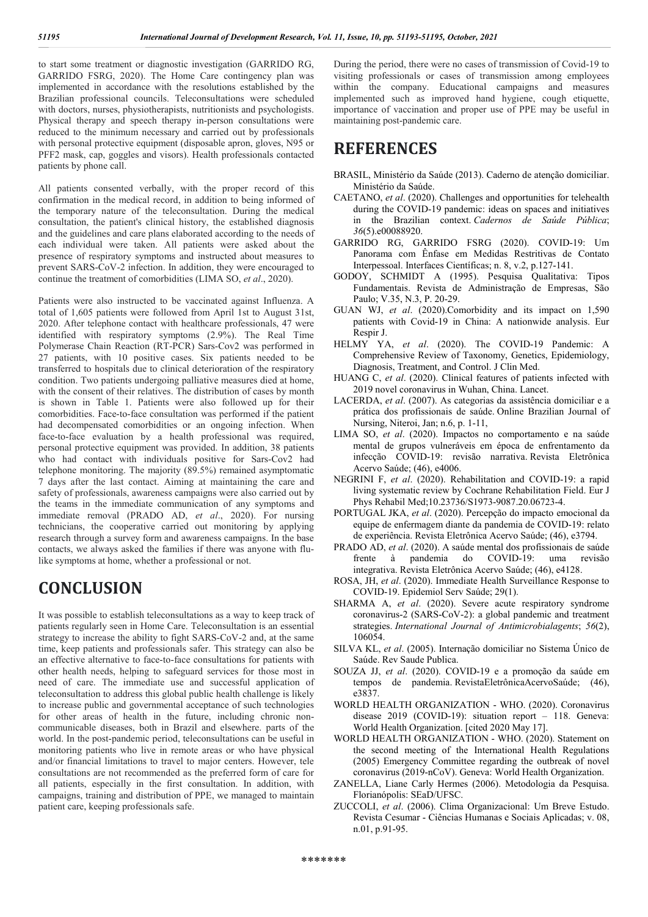to start some treatment or diagnostic investigation (GARRIDO RG, GARRIDO FSRG, 2020). The Home Care contingency plan was implemented in accordance with the resolutions established by the Brazilian professional councils. Teleconsultations were scheduled with doctors, nurses, physiotherapists, nutritionists and psychologists. Physical therapy and speech therapy in-person consultations were reduced to the minimum necessary and carried out by professionals with personal protective equipment (disposable apron, gloves, N95 or PFF2 mask, cap, goggles and visors). Health professionals contacted patients by phone call.

All patients consented verbally, with the proper record of this confirmation in the medical record, in addition to being informed of the temporary nature of the teleconsultation. During the medical consultation, the patient's clinical history, the established diagnosis and the guidelines and care plans elaborated according to the needs of each individual were taken. All patients were asked about the presence of respiratory symptoms and instructed about measures to prevent SARS-CoV-2 infection. In addition, they were encouraged to continue the treatment of comorbidities (LIMA SO, *et al*., 2020).

Patients were also instructed to be vaccinated against Influenza. A total of 1,605 patients were followed from April 1st to August 31st, 2020. After telephone contact with healthcare professionals, 47 were identified with respiratory symptoms (2.9%). The Real Time Polymerase Chain Reaction (RT-PCR) Sars-Cov2 was performed in 27 patients, with 10 positive cases. Six patients needed to be transferred to hospitals due to clinical deterioration of the respiratory condition. Two patients undergoing palliative measures died at home, with the consent of their relatives. The distribution of cases by month is shown in Table 1. Patients were also followed up for their comorbidities. Face-to-face consultation was performed if the patient had decompensated comorbidities or an ongoing infection. When face-to-face evaluation by a health professional was required, personal protective equipment was provided. In addition, 38 patients who had contact with individuals positive for Sars-Cov2 had telephone monitoring. The majority (89.5%) remained asymptomatic 7 days after the last contact. Aiming at maintaining the care and safety of professionals, awareness campaigns were also carried out by the teams in the immediate communication of any symptoms and immediate removal (PRADO AD, *et al*., 2020). For nursing technicians, the cooperative carried out monitoring by applying research through a survey form and awareness campaigns. In the base contacts, we always asked the families if there was anyone with flu-like symptoms at home, whether a professional or not.

# CONCLUSION

It was possible to establish teleconsultations as a way to keep track of patients regularly seen in Home Care. Teleconsultation is an essential strategy to increase the ability to fight SARS-CoV-2 and, at the same time, keep patients and professionals safer. This strategy can also be an effective alternative to face-to-face consultations for patients with other health needs, helping to safeguard services for those most in need of care. The immediate use and successful application of teleconsultation to address this global public health challenge is likely to increase public and governmental acceptance of such technologies for other areas of health in the future, including chronic non-communicable diseases, both in Brazil and elsewhere. parts of the world. In the post-pandemic period, teleconsultations can be useful in monitoring patients who live in remote areas or who have physical and/or financial limitations to travel to major centers. However, tele consultations are not recommended as the preferred form of care for all patients, especially in the first consultation. In addition, with campaigns, training and distribution of PPE, we managed to maintain patient care, keeping professionals safe.

During the period, there were no cases of transmission of Covid-19 to visiting professionals or cases of transmission among employees within the company. Educational campaigns and measures implemented such as improved hand hygiene, cough etiquette, importance of vaccination and proper use of PPE may be useful in maintaining post-pandemic care.

# REFERENCES

BRASIL, Ministério da Saúde (2013). Caderno de atenção domiciliar. Ministério da Saúde.

CAETANO, *et al*. (2020). Challenges and opportunities for telehealth during the COVID-19 pandemic: ideas on spaces and initiatives in the Brazilian context. *Cadernos de Saúde Pública*; *36*(5).e00088920.

GARRIDO RG, GARRIDO FSRG (2020). COVID-19: Um Panorama com Ênfase em Medidas Restritivas de Contato Interpessoal. Interfaces Científicas; n. 8, v.2, p.127-141.

GODOY, SCHMIDT A (1995). Pesquisa Qualitativa: Tipos Fundamentais. Revista de Administração de Empresas, São Paulo; V.35, N.3, P. 20-29.

GUAN WJ, *et al*. (2020).Comorbidity and its impact on 1,590 patients with Covid-19 in China: A nationwide analysis. Eur Respir J.

HELMY YA, *et al*. (2020). The COVID-19 Pandemic: A Comprehensive Review of Taxonomy, Genetics, Epidemiology, Diagnosis, Treatment, and Control. J Clin Med.

HUANG C, *et al*. (2020). Clinical features of patients infected with 2019 novel coronavirus in Wuhan, China. Lancet.

LACERDA, *et al*. (2007). As categorias da assistência domiciliar e a prática dos profissionais de saúde. Online Brazilian Journal of Nursing, Niteroi, Jan; n.6, p. 1-11,

LIMA SO, *et al*. (2020). Impactos no comportamento e na saúde mental de grupos vulneráveis em época de enfrentamento da infecção COVID-19: revisão narrativa. Revista Eletrônica Acervo Saúde; (46), e4006.

NEGRINI F, *et al*. (2020). Rehabilitation and COVID-19: a rapid living systematic review by Cochrane Rehabilitation Field. Eur J Phys Rehabil Med;10.23736/S1973-9087.20.06723-4.

PORTUGAL JKA, *et al*. (2020). Percepção do impacto emocional da equipe de enfermagem diante da pandemia de COVID-19: relato de experiência. Revista Eletrônica Acervo Saúde; (46), e3794.

PRADO AD, *et al*. (2020). A saúde mental dos profissionais de saúde frente à pandemia do COVID-19: uma revisão integrativa. Revista Eletrônica Acervo Saúde; (46), e4128.

ROSA, JH, *et al*. (2020). Immediate Health Surveillance Response to COVID-19. Epidemiol Serv Saúde; 29(1).

SHARMA A, *et al*. (2020). Severe acute respiratory syndrome coronavirus-2 (SARS-CoV-2): a global pandemic and treatment strategies. *International Journal of Antimicrobialagents*; *56*(2), 106054.

SILVA KL, *et al*. (2005). Internação domiciliar no Sistema Único de Saúde. Rev Saude Publica.

SOUZA JJ, *et al*. (2020). COVID-19 e a promoção da saúde em tempos de pandemia. RevistaEletrônicaAcervoSaúde; (46), e3837.

WORLD HEALTH ORGANIZATION - WHO. (2020). Coronavirus disease 2019 (COVID-19): situation report – 118. Geneva: World Health Organization. [cited 2020 May 17].

WORLD HEALTH ORGANIZATION - WHO. (2020). Statement on the second meeting of the International Health Regulations (2005) Emergency Committee regarding the outbreak of novel coronavirus (2019-nCoV). Geneva: World Health Organization.

ZANELLA, Liane Carly Hermes (2006). Metodologia da Pesquisa. Florianópolis: SEaD/UFSC.

ZUCCOLI, *et al*. (2006). Clima Organizacional: Um Breve Estudo. Revista Cesumar - Ciências Humanas e Sociais Aplicadas; v. 08, n.01, p.91-95.

\*\*\*\*\*\*\*